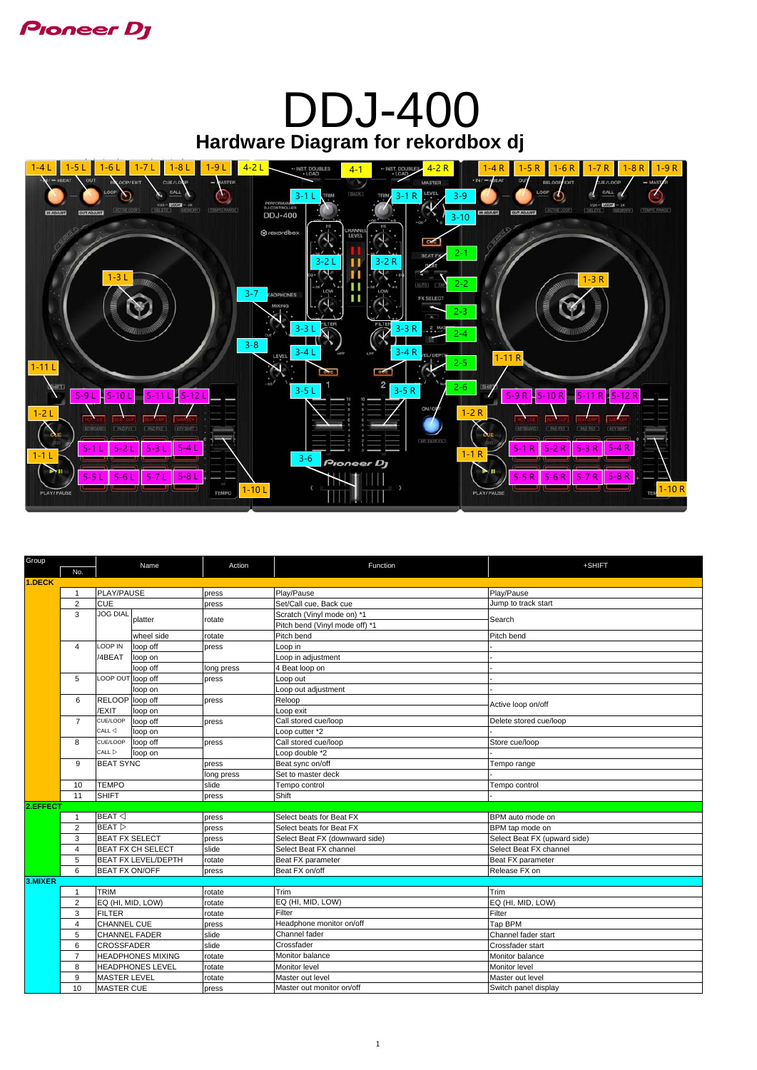# DDJ-400

## Hardware Diagram for rekordbox dj

| Group | No. | Name | | Action | Function | +SHIFT |
|---|---|---|---|---|---|---|
| **1.DECK** | | | | | | |
| | 1 | PLAY/PAUSE | | press | Play/Pause | Play/Pause |
| | 2 | CUE | | press | Set/Call cue, Back cue | Jump to track start |
| | 3 | JOG DIAL | platter | rotate | Scratch (Vinyl mode on) *1 | Search |
| | | | | | Pitch bend (Vinyl mode off) *1 | |
| | | | wheel side | rotate | Pitch bend | Pitch bend |
| | 4 | LOOP IN /4BEAT | loop off | press | Loop in | - |
| | | | loop on | | Loop in adjustment | - |
| | | | loop off | long press | 4 Beat loop on | - |
| | 5 | LOOP OUT | loop off | press | Loop out | - |
| | | | loop on | | Loop out adjustment | - |
| | 6 | RELOOP /EXIT | loop off | press | Reloop | Active loop on/off |
| | | | loop on | | Loop exit | |
| | 7 | CUE/LOOP CALL ◁ | loop off | press | Call stored cue/loop | Delete stored cue/loop |
| | | | loop on | | Loop cutter *2 | - |
| | 8 | CUE/LOOP CALL ▷ | loop off | press | Call stored cue/loop | Store cue/loop |
| | | | loop on | | Loop double *2 | - |
| | 9 | BEAT SYNC | | press | Beat sync on/off | Tempo range |
| | | | | long press | Set to master deck | - |
| | 10 | TEMPO | | slide | Tempo control | Tempo control |
| | 11 | SHIFT | | press | Shift | - |
| **2.EFFECT** | | | | | | |
| | 1 | BEAT ◁ | | press | Select beats for Beat FX | BPM auto mode on |
| | 2 | BEAT ▷ | | press | Select beats for Beat FX | BPM tap mode on |
| | 3 | BEAT FX SELECT | | press | Select Beat FX (downward side) | Select Beat FX (upward side) |
| | 4 | BEAT FX CH SELECT | | slide | Select Beat FX channel | Select Beat FX channel |
| | 5 | BEAT FX LEVEL/DEPTH | | rotate | Beat FX parameter | Beat FX parameter |
| | 6 | BEAT FX ON/OFF | | press | Beat FX on/off | Release FX on |
| **3.MIXER** | | | | | | |
| | 1 | TRIM | | rotate | Trim | Trim |
| | 2 | EQ (HI, MID, LOW) | | rotate | EQ (HI, MID, LOW) | EQ (HI, MID, LOW) |
| | 3 | FILTER | | rotate | Filter | Filter |
| | 4 | CHANNEL CUE | | press | Headphone monitor on/off | Tap BPM |
| | 5 | CHANNEL FADER | | slide | Channel fader | Channel fader start |
| | 6 | CROSSFADER | | slide | Crossfader | Crossfader start |
| | 7 | HEADPHONES MIXING | | rotate | Monitor balance | Monitor balance |
| | 8 | HEADPHONES LEVEL | | rotate | Monitor level | Monitor level |
| | 9 | MASTER LEVEL | | rotate | Master out level | Master out level |
| | 10 | MASTER CUE | | press | Master out monitor on/off | Switch panel display |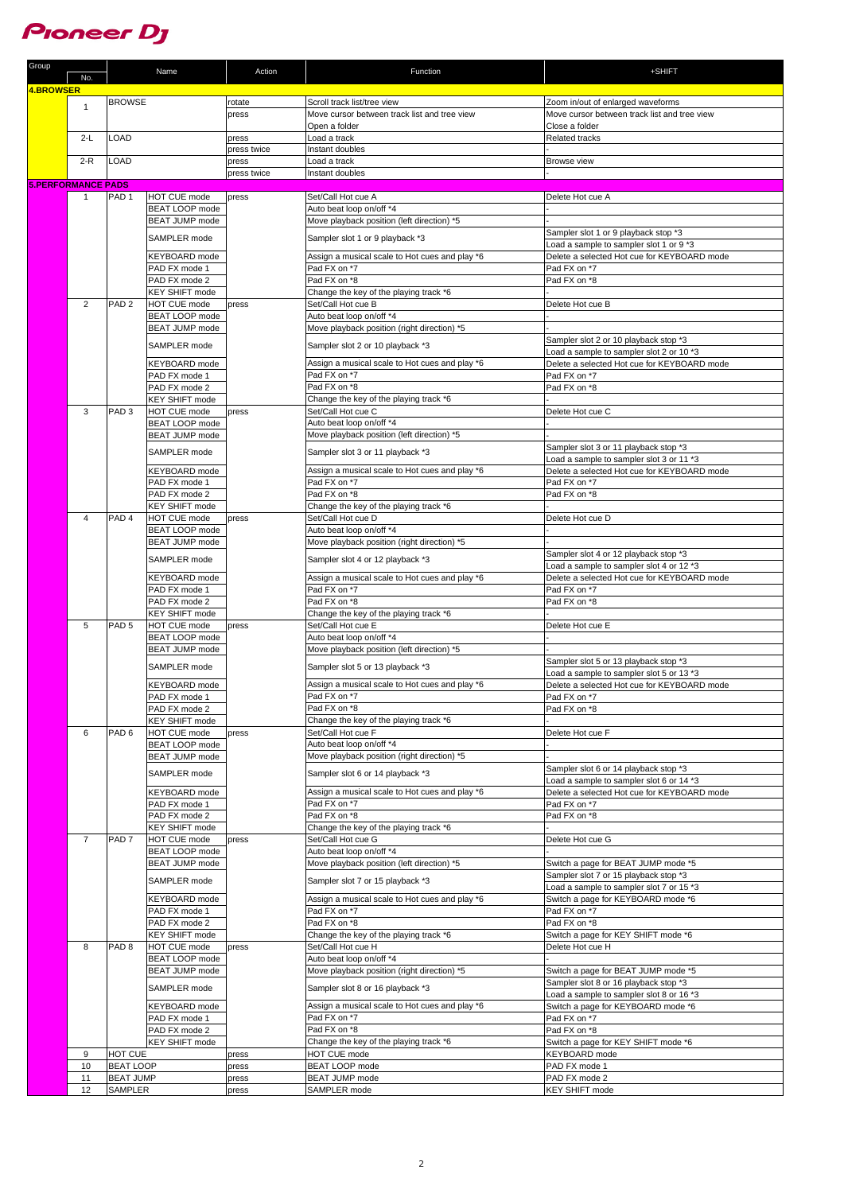| Group | No. | Name | | Action | Function | +SHIFT |
|---|---|---|---|---|---|---|
| **4.BROWSER** | | | | | | |
| | 1 | BROWSE | | rotate | Scroll track list/tree view | Zoom in/out of enlarged waveforms |
| | | | | press | Move cursor between track list and tree view | Move cursor between track list and tree view |
| | | | | | Open a folder | Close a folder |
| | 2-L | LOAD | | press | Load a track | Related tracks |
| | | | | press twice | Instant doubles | - |
| | 2-R | LOAD | | press | Load a track | Browse view |
| | | | | press twice | Instant doubles | - |
| **5.PERFORMANCE PADS** | | | | | | |
| | 1 | PAD 1 | HOT CUE mode | press | Set/Call Hot cue A | Delete Hot cue A |
| | | | BEAT LOOP mode | | Auto beat loop on/off *4 | - |
| | | | BEAT JUMP mode | | Move playback position (left direction) *5 | - |
| | | | SAMPLER mode | | Sampler slot 1 or 9 playback *3 | Sampler slot 1 or 9 playback stop *3 |
| | | | | | | Load a sample to sampler slot 1 or 9 *3 |
| | | | KEYBOARD mode | | Assign a musical scale to Hot cues and play *6 | Delete a selected Hot cue for KEYBOARD mode |
| | | | PAD FX mode 1 | | Pad FX on *7 | Pad FX on *7 |
| | | | PAD FX mode 2 | | Pad FX on *8 | Pad FX on *8 |
| | | | KEY SHIFT mode | | Change the key of the playing track *6 | - |
| | 2 | PAD 2 | HOT CUE mode | press | Set/Call Hot cue B | Delete Hot cue B |
| | | | BEAT LOOP mode | | Auto beat loop on/off *4 | - |
| | | | BEAT JUMP mode | | Move playback position (right direction) *5 | - |
| | | | SAMPLER mode | | Sampler slot 2 or 10 playback *3 | Sampler slot 2 or 10 playback stop *3 |
| | | | | | | Load a sample to sampler slot 2 or 10 *3 |
| | | | KEYBOARD mode | | Assign a musical scale to Hot cues and play *6 | Delete a selected Hot cue for KEYBOARD mode |
| | | | PAD FX mode 1 | | Pad FX on *7 | Pad FX on *7 |
| | | | PAD FX mode 2 | | Pad FX on *8 | Pad FX on *8 |
| | | | KEY SHIFT mode | | Change the key of the playing track *6 | - |
| | 3 | PAD 3 | HOT CUE mode | press | Set/Call Hot cue C | Delete Hot cue C |
| | | | BEAT LOOP mode | | Auto beat loop on/off *4 | - |
| | | | BEAT JUMP mode | | Move playback position (left direction) *5 | - |
| | | | SAMPLER mode | | Sampler slot 3 or 11 playback *3 | Sampler slot 3 or 11 playback stop *3 |
| | | | | | | Load a sample to sampler slot 3 or 11 *3 |
| | | | KEYBOARD mode | | Assign a musical scale to Hot cues and play *6 | Delete a selected Hot cue for KEYBOARD mode |
| | | | PAD FX mode 1 | | Pad FX on *7 | Pad FX on *7 |
| | | | PAD FX mode 2 | | Pad FX on *8 | Pad FX on *8 |
| | | | KEY SHIFT mode | | Change the key of the playing track *6 | - |
| | 4 | PAD 4 | HOT CUE mode | press | Set/Call Hot cue D | Delete Hot cue D |
| | | | BEAT LOOP mode | | Auto beat loop on/off *4 | - |
| | | | BEAT JUMP mode | | Move playback position (right direction) *5 | - |
| | | | SAMPLER mode | | Sampler slot 4 or 12 playback *3 | Sampler slot 4 or 12 playback stop *3 |
| | | | | | | Load a sample to sampler slot 4 or 12 *3 |
| | | | KEYBOARD mode | | Assign a musical scale to Hot cues and play *6 | Delete a selected Hot cue for KEYBOARD mode |
| | | | PAD FX mode 1 | | Pad FX on *7 | Pad FX on *7 |
| | | | PAD FX mode 2 | | Pad FX on *8 | Pad FX on *8 |
| | | | KEY SHIFT mode | | Change the key of the playing track *6 | - |
| | 5 | PAD 5 | HOT CUE mode | press | Set/Call Hot cue E | Delete Hot cue E |
| | | | BEAT LOOP mode | | Auto beat loop on/off *4 | - |
| | | | BEAT JUMP mode | | Move playback position (left direction) *5 | - |
| | | | SAMPLER mode | | Sampler slot 5 or 13 playback *3 | Sampler slot 5 or 13 playback stop *3 |
| | | | | | | Load a sample to sampler slot 5 or 13 *3 |
| | | | KEYBOARD mode | | Assign a musical scale to Hot cues and play *6 | Delete a selected Hot cue for KEYBOARD mode |
| | | | PAD FX mode 1 | | Pad FX on *7 | Pad FX on *7 |
| | | | PAD FX mode 2 | | Pad FX on *8 | Pad FX on *8 |
| | | | KEY SHIFT mode | | Change the key of the playing track *6 | - |
| | 6 | PAD 6 | HOT CUE mode | press | Set/Call Hot cue F | Delete Hot cue F |
| | | | BEAT LOOP mode | | Auto beat loop on/off *4 | - |
| | | | BEAT JUMP mode | | Move playback position (right direction) *5 | - |
| | | | SAMPLER mode | | Sampler slot 6 or 14 playback *3 | Sampler slot 6 or 14 playback stop *3 |
| | | | | | | Load a sample to sampler slot 6 or 14 *3 |
| | | | KEYBOARD mode | | Assign a musical scale to Hot cues and play *6 | Delete a selected Hot cue for KEYBOARD mode |
| | | | PAD FX mode 1 | | Pad FX on *7 | Pad FX on *7 |
| | | | PAD FX mode 2 | | Pad FX on *8 | Pad FX on *8 |
| | | | KEY SHIFT mode | | Change the key of the playing track *6 | - |
| | 7 | PAD 7 | HOT CUE mode | press | Set/Call Hot cue G | Delete Hot cue G |
| | | | BEAT LOOP mode | | Auto beat loop on/off *4 | - |
| | | | BEAT JUMP mode | | Move playback position (left direction) *5 | Switch a page for BEAT JUMP mode *5 |
| | | | SAMPLER mode | | Sampler slot 7 or 15 playback *3 | Sampler slot 7 or 15 playback stop *3 |
| | | | | | | Load a sample to sampler slot 7 or 15 *3 |
| | | | KEYBOARD mode | | Assign a musical scale to Hot cues and play *6 | Switch a page for KEYBOARD mode *6 |
| | | | PAD FX mode 1 | | Pad FX on *7 | Pad FX on *7 |
| | | | PAD FX mode 2 | | Pad FX on *8 | Pad FX on *8 |
| | | | KEY SHIFT mode | | Change the key of the playing track *6 | Switch a page for KEY SHIFT mode *6 |
| | 8 | PAD 8 | HOT CUE mode | press | Set/Call Hot cue H | Delete Hot cue H |
| | | | BEAT LOOP mode | | Auto beat loop on/off *4 | - |
| | | | BEAT JUMP mode | | Move playback position (right direction) *5 | Switch a page for BEAT JUMP mode *5 |
| | | | SAMPLER mode | | Sampler slot 8 or 16 playback *3 | Sampler slot 8 or 16 playback stop *3 |
| | | | | | | Load a sample to sampler slot 8 or 16 *3 |
| | | | KEYBOARD mode | | Assign a musical scale to Hot cues and play *6 | Switch a page for KEYBOARD mode *6 |
| | | | PAD FX mode 1 | | Pad FX on *7 | Pad FX on *7 |
| | | | PAD FX mode 2 | | Pad FX on *8 | Pad FX on *8 |
| | | | KEY SHIFT mode | | Change the key of the playing track *6 | Switch a page for KEY SHIFT mode *6 |
| | 9 | HOT CUE | | press | HOT CUE mode | KEYBOARD mode |
| | 10 | BEAT LOOP | | press | BEAT LOOP mode | PAD FX mode 1 |
| | 11 | BEAT JUMP | | press | BEAT JUMP mode | PAD FX mode 2 |
| | 12 | SAMPLER | | press | SAMPLER mode | KEY SHIFT mode |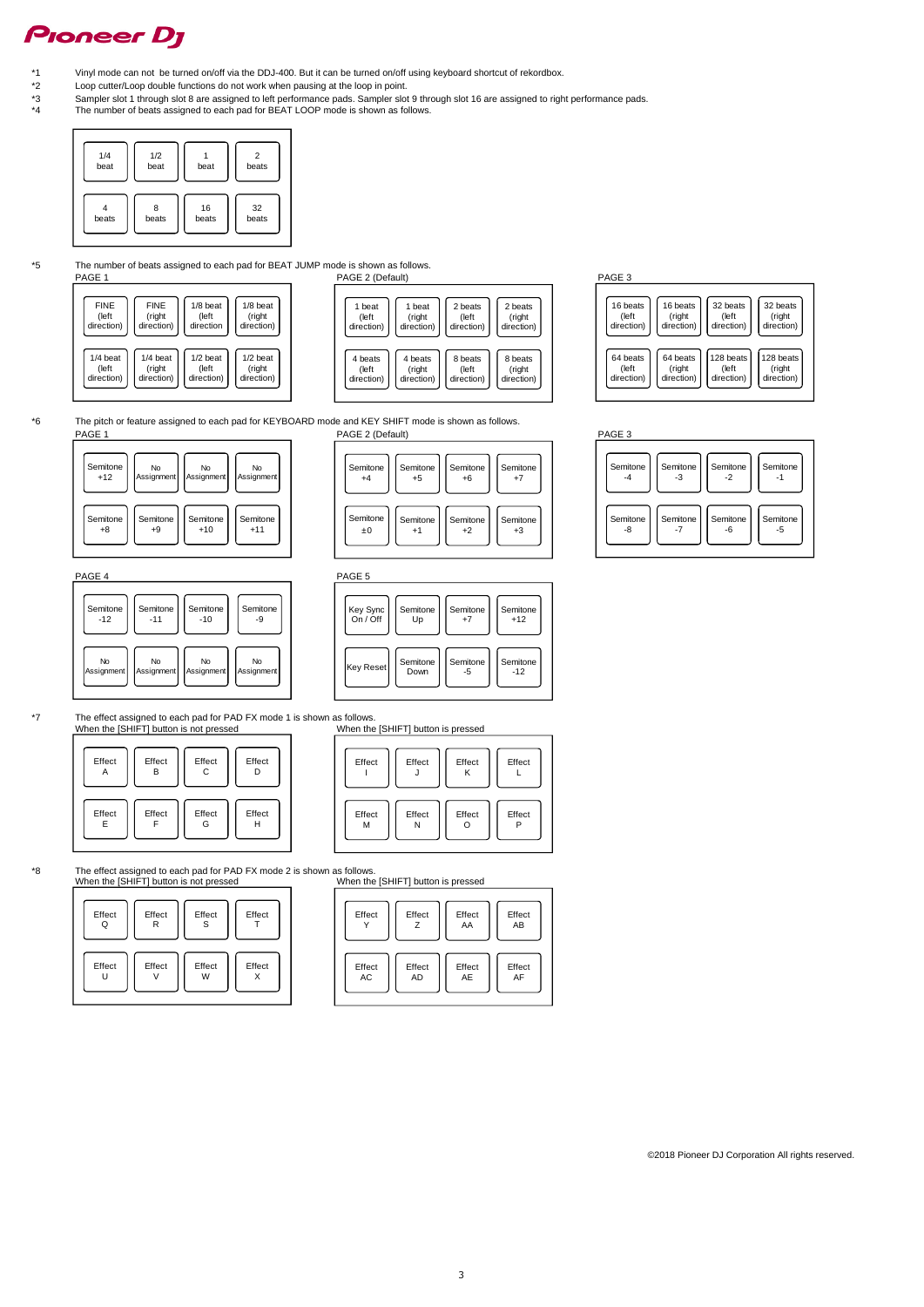Pioneer DJ

*1 Vinyl mode can not be turned on/off via the DDJ-400. But it can be turned on/off using keyboard shortcut of rekordbox.

*2 Loop cutter/Loop double functions do not work when pausing at the loop in point.

*3 Sampler slot 1 through slot 8 are assigned to left performance pads. Sampler slot 9 through slot 16 are assigned to right performance pads.

*4 The number of beats assigned to each pad for BEAT LOOP mode is shown as follows.

| | | | |
|---|---|---|---|
| 1/4 beat | 1/2 beat | 1 beat | 2 beats |
| 4 beats | 8 beats | 16 beats | 32 beats |

*5 The number of beats assigned to each pad for BEAT JUMP mode is shown as follows.

PAGE 1

| | | | |
|---|---|---|---|
| FINE (left direction) | FINE (right direction) | 1/8 beat (left direction) | 1/8 beat (right direction) |
| 1/4 beat (left direction) | 1/4 beat (right direction) | 1/2 beat (left direction) | 1/2 beat (right direction) |

PAGE 2 (Default)

| | | | |
|---|---|---|---|
| 1 beat (left direction) | 1 beat (right direction) | 2 beats (left direction) | 2 beats (right direction) |
| 4 beats (left direction) | 4 beats (right direction) | 8 beats (left direction) | 8 beats (right direction) |

PAGE 3

| | | | |
|---|---|---|---|
| 16 beats (left direction) | 16 beats (right direction) | 32 beats (left direction) | 32 beats (right direction) |
| 64 beats (left direction) | 64 beats (right direction) | 128 beats (left direction) | 128 beats (right direction) |

*6 The pitch or feature assigned to each pad for KEYBOARD mode and KEY SHIFT mode is shown as follows.

PAGE 1

| | | | |
|---|---|---|---|
| Semitone +12 | No Assignment | No Assignment | No Assignment |
| Semitone +8 | Semitone +9 | Semitone +10 | Semitone +11 |

PAGE 2 (Default)

| | | | |
|---|---|---|---|
| Semitone +4 | Semitone +5 | Semitone +6 | Semitone +7 |
| Semitone ±0 | Semitone +1 | Semitone +2 | Semitone +3 |

PAGE 3

| | | | |
|---|---|---|---|
| Semitone -4 | Semitone -3 | Semitone -2 | Semitone -1 |
| Semitone -8 | Semitone -7 | Semitone -6 | Semitone -5 |

PAGE 4

| | | | |
|---|---|---|---|
| Semitone -12 | Semitone -11 | Semitone -10 | Semitone -9 |
| No Assignment | No Assignment | No Assignment | No Assignment |

PAGE 5

| | | | |
|---|---|---|---|
| Key Sync On / Off | Semitone Up | Semitone +7 | Semitone +12 |
| Key Reset | Semitone Down | Semitone -5 | Semitone -12 |

*7 The effect assigned to each pad for PAD FX mode 1 is shown as follows.

When the [SHIFT] button is not pressed

| | | | |
|---|---|---|---|
| Effect A | Effect B | Effect C | Effect D |
| Effect E | Effect F | Effect G | Effect H |

When the [SHIFT] button is pressed

| | | | |
|---|---|---|---|
| Effect I | Effect J | Effect K | Effect L |
| Effect M | Effect N | Effect O | Effect P |

*8 The effect assigned to each pad for PAD FX mode 2 is shown as follows.

When the [SHIFT] button is not pressed

| | | | |
|---|---|---|---|
| Effect Q | Effect R | Effect S | Effect T |
| Effect U | Effect V | Effect W | Effect X |

When the [SHIFT] button is pressed

| | | | |
|---|---|---|---|
| Effect Y | Effect Z | Effect AA | Effect AB |
| Effect AC | Effect AD | Effect AE | Effect AF |

©2018 Pioneer DJ Corporation All rights reserved.